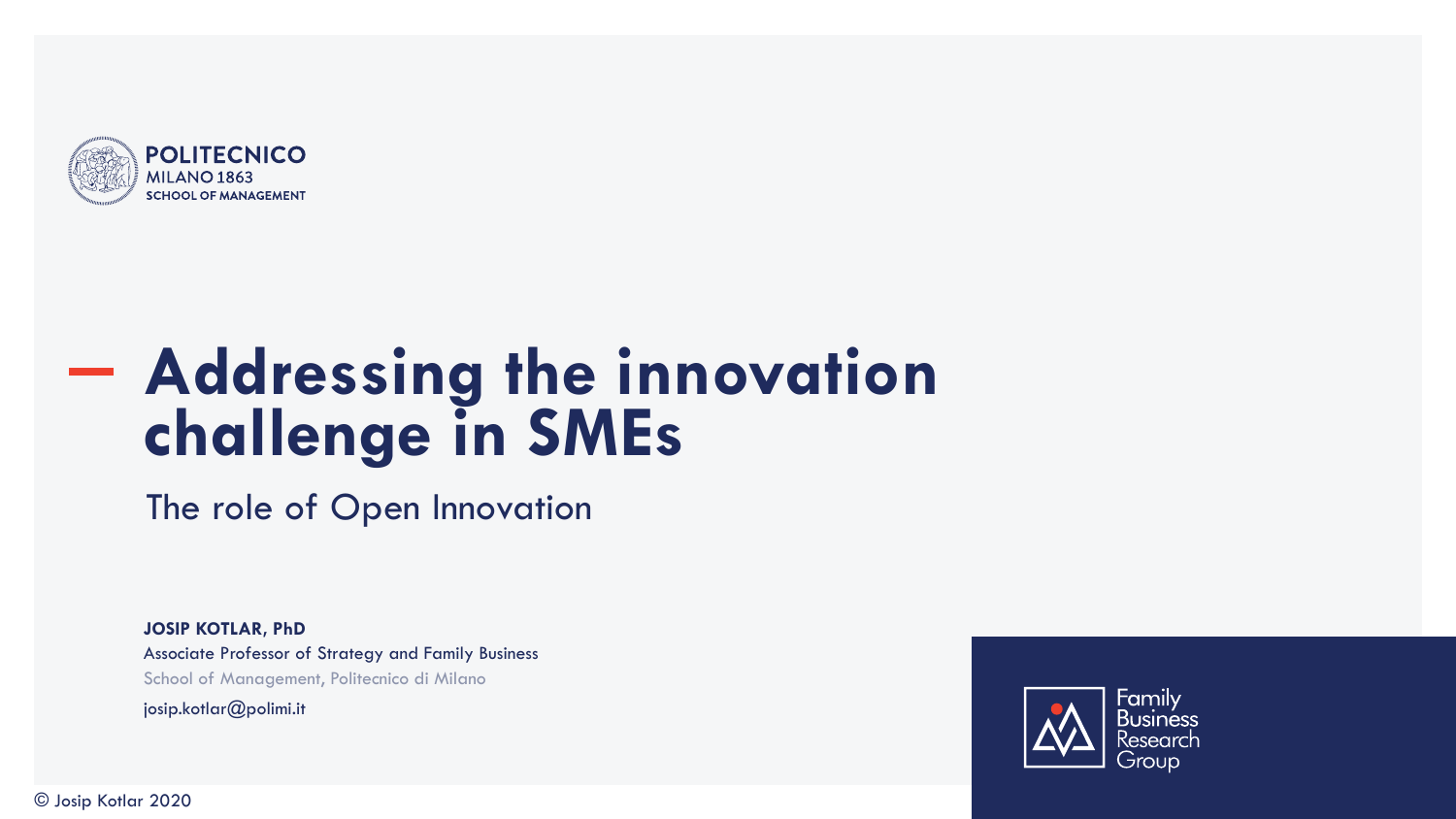POLITECNICO
MILANO 1863
SCHOOL OF MANAGEMENT

# Addressing the innovation challenge in SMEs

## The role of Open Innovation

**JOSIP KOTLAR, PhD**
Associate Professor of Strategy and Family Business
School of Management, Politecnico di Milano
josip.kotlar@polimi.it

Family Business Research Group

© Josip Kotlar 2020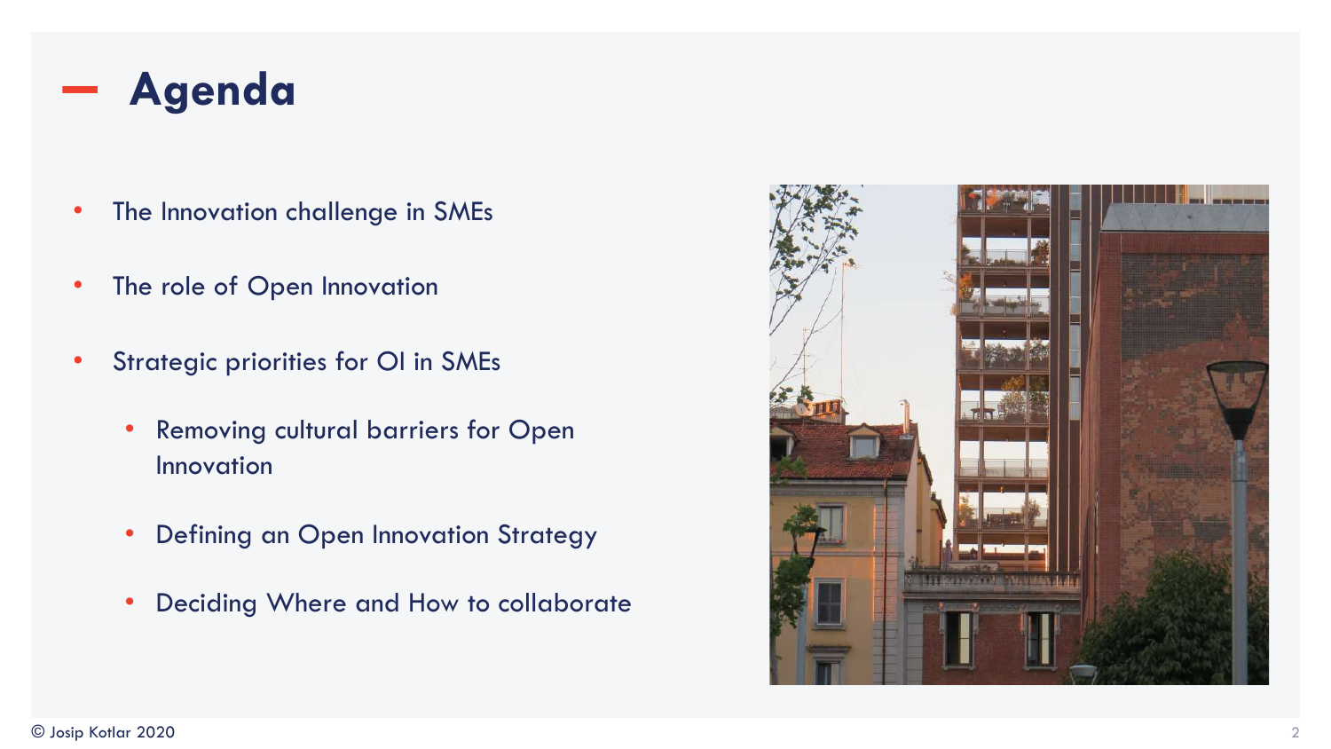# Agenda

- The Innovation challenge in SMEs
- The role of Open Innovation
- Strategic priorities for OI in SMEs
  - Removing cultural barriers for Open Innovation
  - Defining an Open Innovation Strategy
  - Deciding Where and How to collaborate

© Josip Kotlar 2020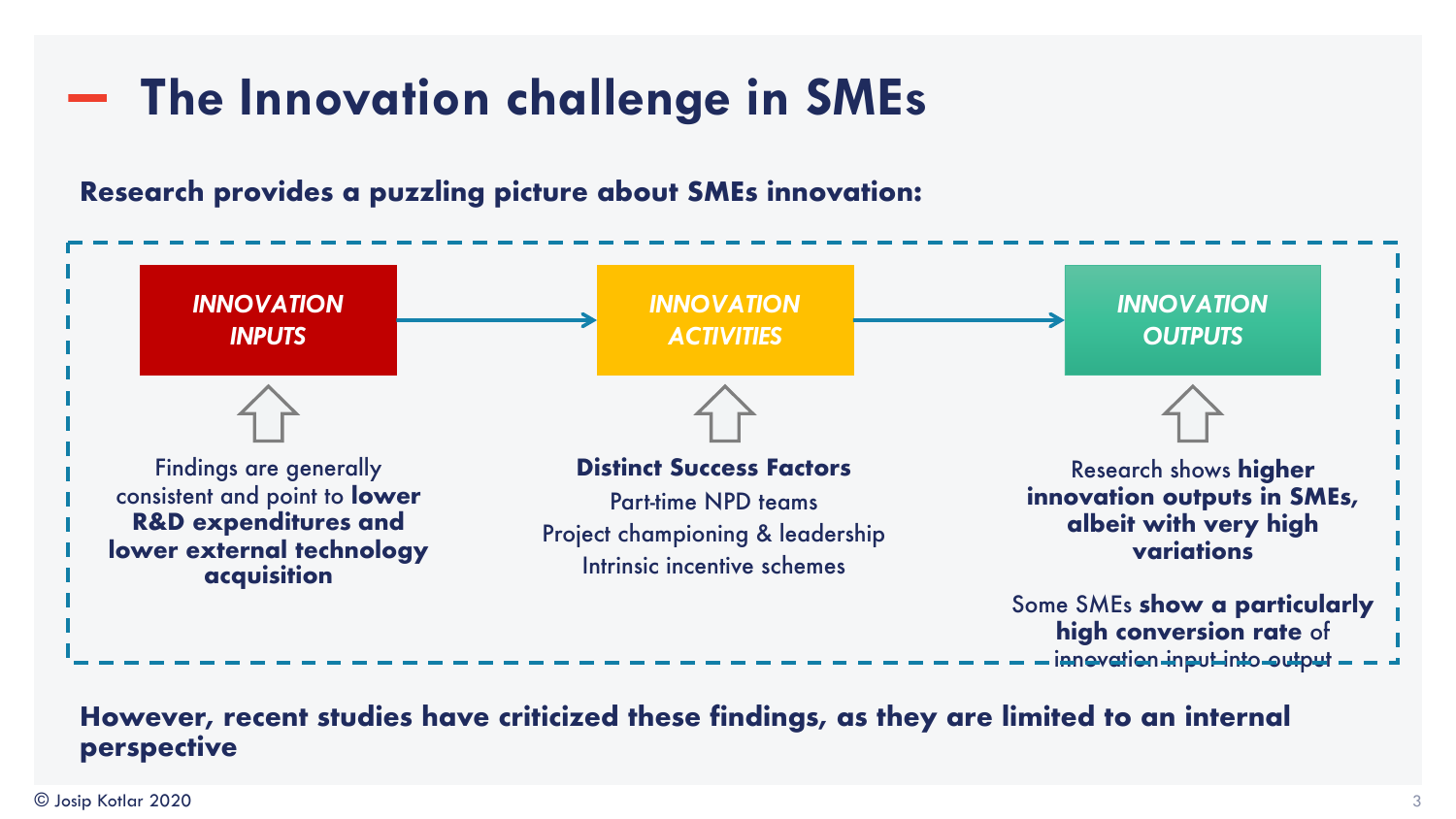# The Innovation challenge in SMEs

**Research provides a puzzling picture about SMEs innovation:**

***INNOVATION INPUTS*** → ***INNOVATION ACTIVITIES*** → ***INNOVATION OUTPUTS***

**Innovation Inputs:** Findings are generally consistent and point to **lower R&D expenditures and lower external technology acquisition**

**Innovation Activities:**

**Distinct Success Factors**

- Part-time NPD teams
- Project championing & leadership
- Intrinsic incentive schemes

**Innovation Outputs:** Research shows **higher innovation outputs in SMEs, albeit with very high variations**

Some SMEs **show a particularly high conversion rate** of innovation input into output

**However, recent studies have criticized these findings, as they are limited to an internal perspective**

© Josip Kotlar 2020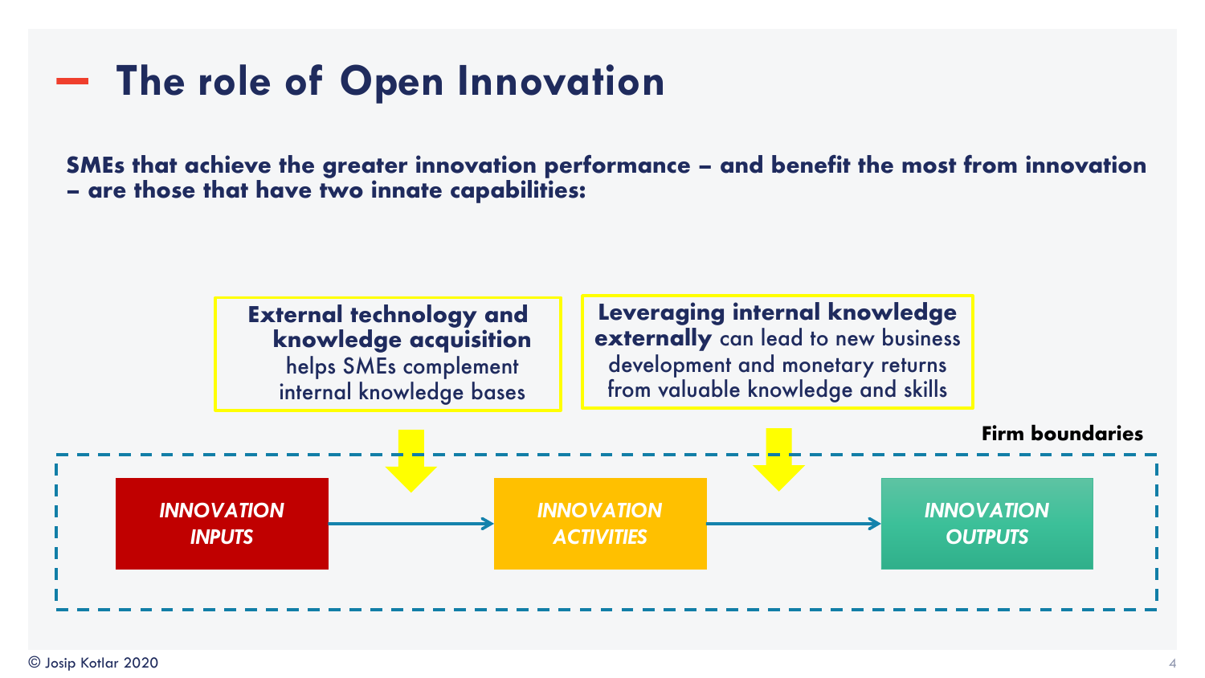# The role of Open Innovation

**SMEs that achieve the greater innovation performance – and benefit the most from innovation – are those that have two innate capabilities:**

**External technology and knowledge acquisition** helps SMEs complement internal knowledge bases

**Leveraging internal knowledge externally** can lead to new business development and monetary returns from valuable knowledge and skills

**Firm boundaries**

*INNOVATION INPUTS* → *INNOVATION ACTIVITIES* → *INNOVATION OUTPUTS*

© Josip Kotlar 2020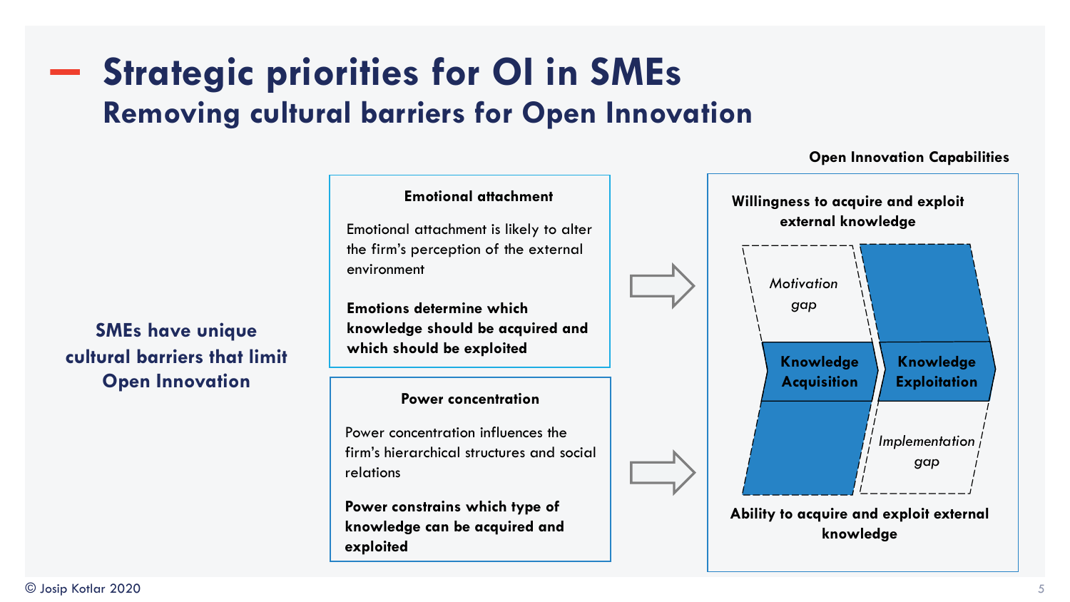# Strategic priorities for OI in SMEs

## Removing cultural barriers for Open Innovation

**SMEs have unique cultural barriers that limit Open Innovation**

**Emotional attachment**

Emotional attachment is likely to alter the firm's perception of the external environment

**Emotions determine which knowledge should be acquired and which should be exploited**

**Power concentration**

Power concentration influences the firm's hierarchical structures and social relations

**Power constrains which type of knowledge can be acquired and exploited**

**Open Innovation Capabilities**

**Willingness to acquire and exploit external knowledge**

*Motivation gap*

**Knowledge Acquisition**

**Knowledge Exploitation**

*Implementation gap*

**Ability to acquire and exploit external knowledge**

© Josip Kotlar 2020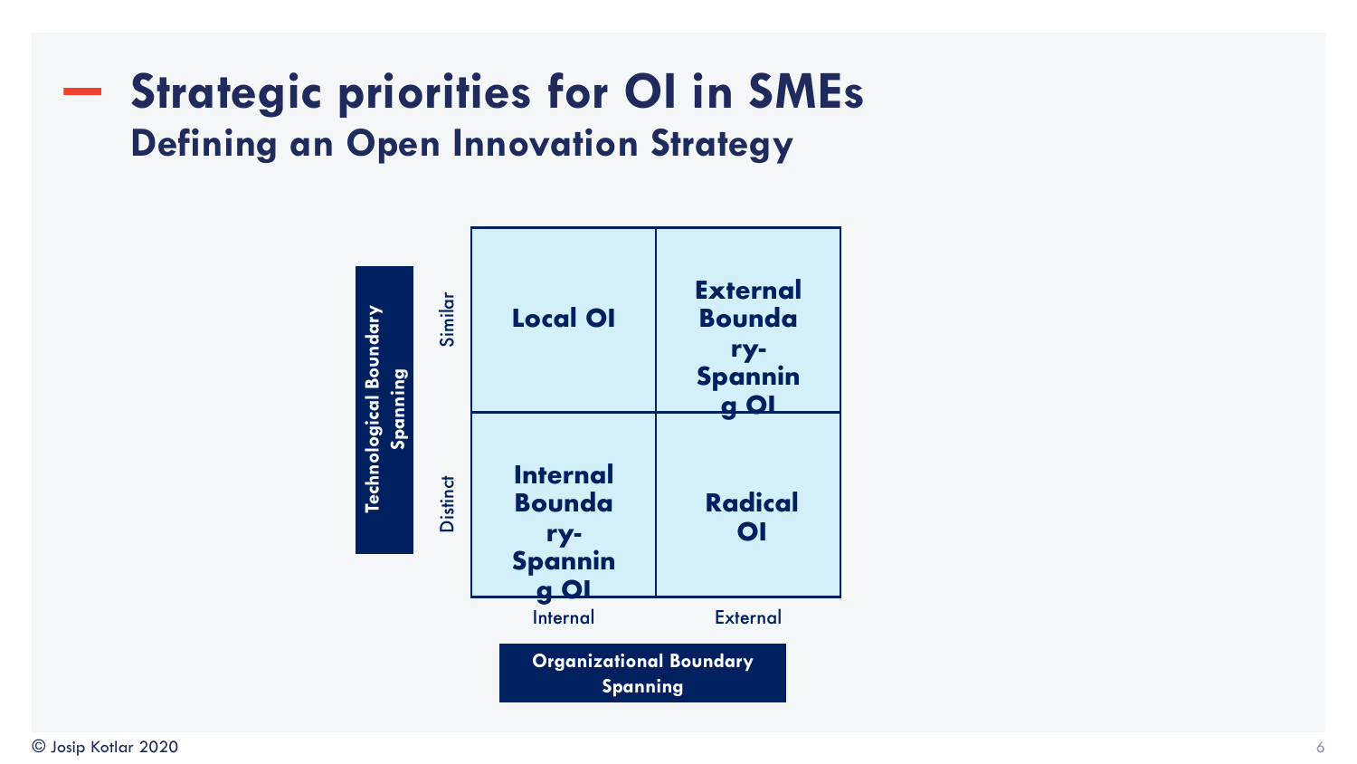# Strategic priorities for OI in SMEs

## Defining an Open Innovation Strategy

| Technological Boundary Spanning | Organizational Boundary Spanning: Internal | Organizational Boundary Spanning: External |
| --- | --- | --- |
| Similar | **Local OI** | **External Boundary-Spanning OI** |
| Distinct | **Internal Boundary-Spanning OI** | **Radical OI** |

© Josip Kotlar 2020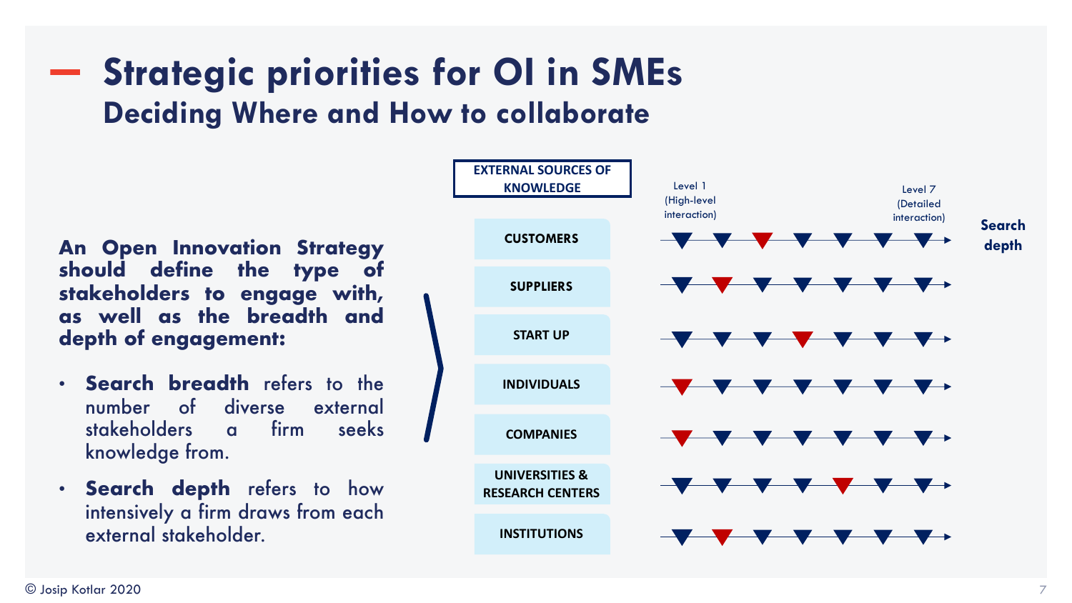# Strategic priorities for OI in SMEs

## Deciding Where and How to collaborate

**An Open Innovation Strategy should define the type of stakeholders to engage with, as well as the breadth and depth of engagement:**

- **Search breadth** refers to the number of diverse external stakeholders a firm seeks knowledge from.
- **Search depth** refers to how intensively a firm draws from each external stakeholder.

**EXTERNAL SOURCES OF KNOWLEDGE**

Level 1 (High-level interaction) → Level 7 (Detailed interaction) — **Search depth**

- CUSTOMERS
- SUPPLIERS
- START UP
- INDIVIDUALS
- COMPANIES
- UNIVERSITIES & RESEARCH CENTERS
- INSTITUTIONS

© Josip Kotlar 2020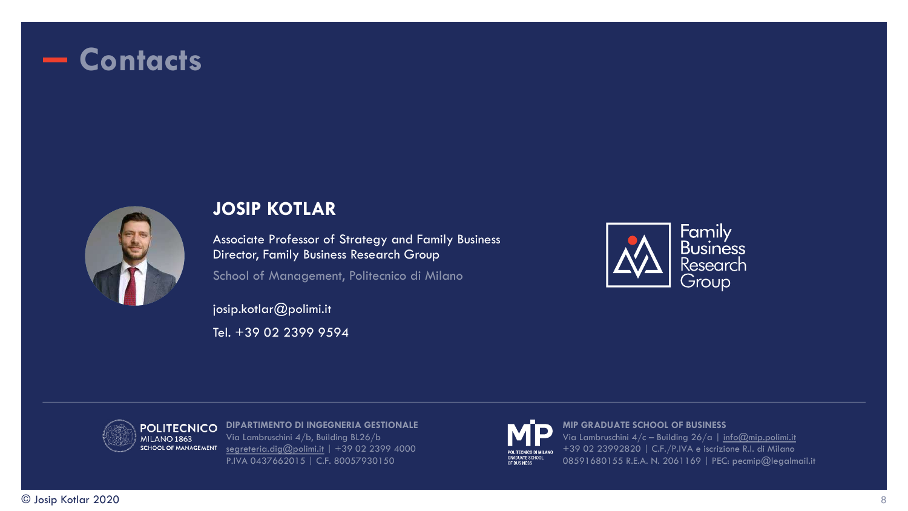# Contacts

## JOSIP KOTLAR

Associate Professor of Strategy and Family Business
Director, Family Business Research Group

School of Management, Politecnico di Milano

josip.kotlar@polimi.it

Tel. +39 02 2399 9594

Family Business Research Group

---

POLITECNICO MILANO 1863 SCHOOL OF MANAGEMENT

**DIPARTIMENTO DI INGEGNERIA GESTIONALE**
Via Lambruschini 4/b, Building BL26/b
segreteria.dig@polimi.it | +39 02 2399 4000
P.IVA 0437662015 | C.F. 80057930150

MIP POLITECNICO DI MILANO GRADUATE SCHOOL OF BUSINESS

**MIP GRADUATE SCHOOL OF BUSINESS**
Via Lambruschini 4/c – Building 26/a | info@mip.polimi.it
+39 02 23992820 | C.F./P.IVA e iscrizione R.I. di Milano
08591680155 R.E.A. N. 2061169 | PEC: pecmip@legalmail.it

© Josip Kotlar 2020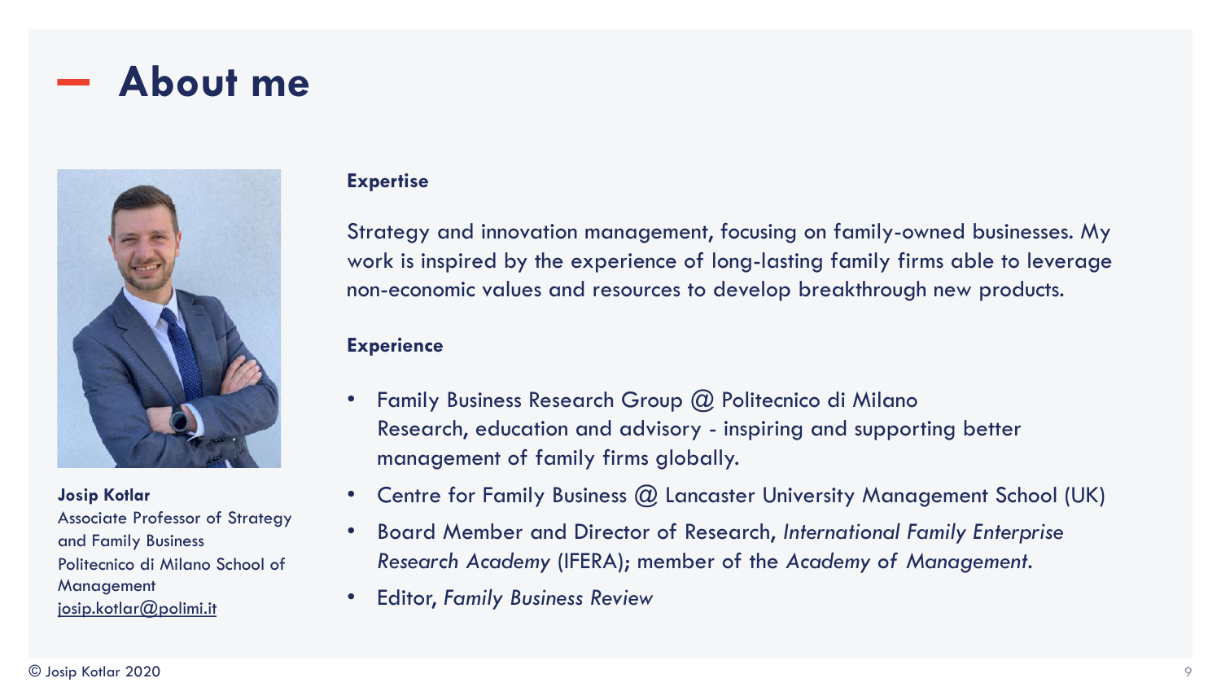# About me

**Josip Kotlar**
Associate Professor of Strategy and Family Business
Politecnico di Milano School of Management
josip.kotlar@polimi.it

**Expertise**

Strategy and innovation management, focusing on family-owned businesses. My work is inspired by the experience of long-lasting family firms able to leverage non-economic values and resources to develop breakthrough new products.

**Experience**

- Family Business Research Group @ Politecnico di Milano
  Research, education and advisory - inspiring and supporting better management of family firms globally.
- Centre for Family Business @ Lancaster University Management School (UK)
- Board Member and Director of Research, *International Family Enterprise Research Academy* (IFERA); member of the *Academy of Management*.
- Editor, *Family Business Review*

© Josip Kotlar 2020